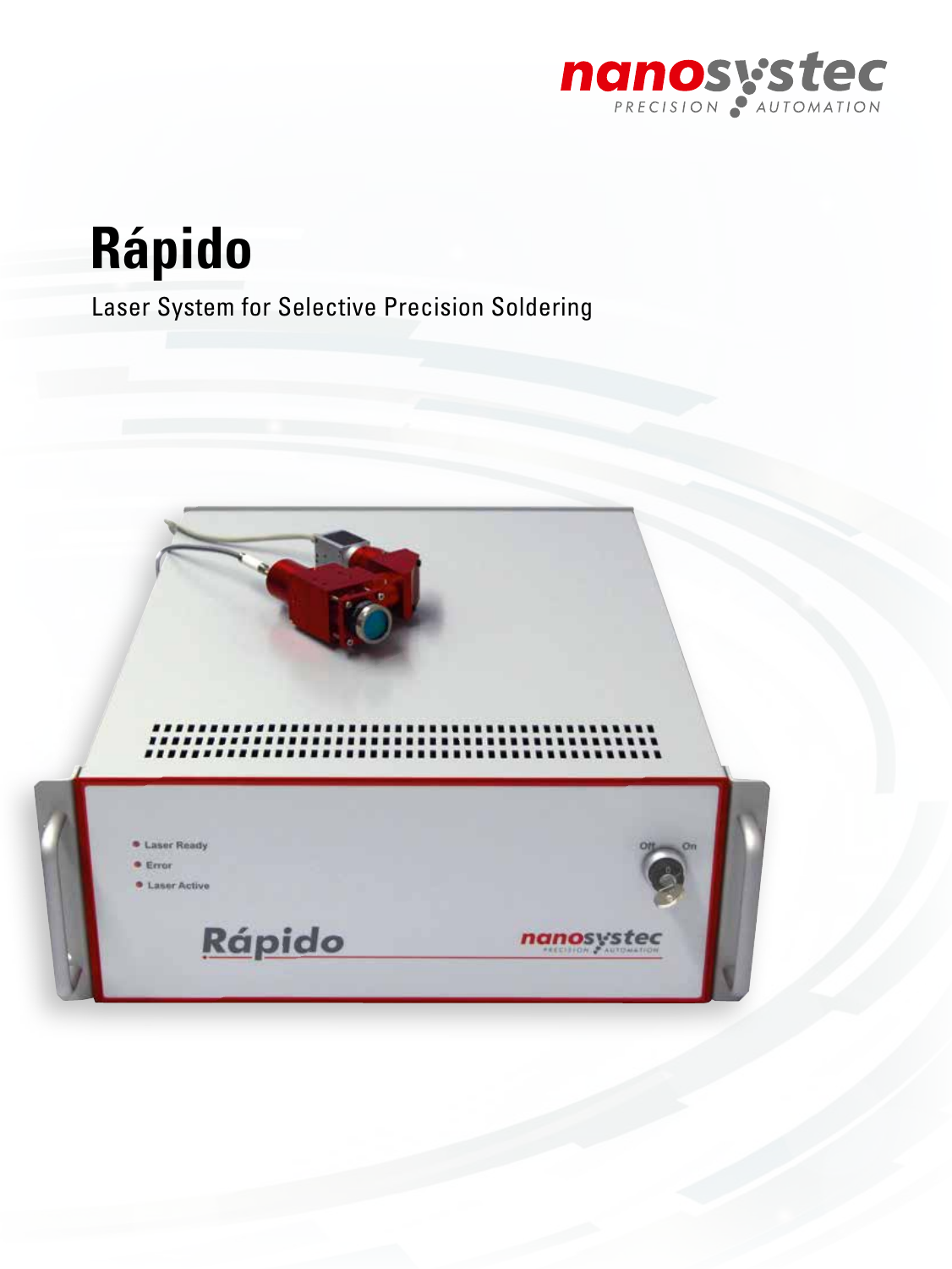nanosystec
PRECISION AUTOMATION

# Rápido

Laser System for Selective Precision Soldering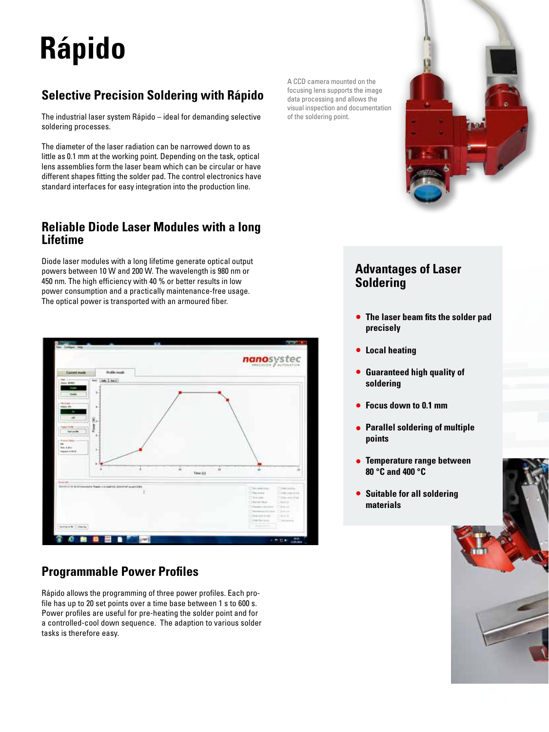# Rápido

## Selective Precision Soldering with Rápido

The industrial laser system Rápido – ideal for demanding selective soldering processes.

The diameter of the laser radiation can be narrowed down to as little as 0.1 mm at the working point. Depending on the task, optical lens assemblies form the laser beam which can be circular or have different shapes fitting the solder pad. The control electronics have standard interfaces for easy integration into the production line.

A CCD camera mounted on the focusing lens supports the image data processing and allows the visual inspection and documentation of the soldering point.

## Reliable Diode Laser Modules with a long Lifetime

Diode laser modules with a long lifetime generate optical output powers between 10 W and 200 W. The wavelength is 980 nm or 450 nm. The high efficiency with 40 % or better results in low power consumption and a practically maintenance-free usage. The optical power is transported with an armoured fiber.

## Advantages of Laser Soldering

- **The laser beam fits the solder pad precisely**
- **Local heating**
- **Guaranteed high quality of soldering**
- **Focus down to 0.1 mm**
- **Parallel soldering of multiple points**
- **Temperature range between 80 °C and 400 °C**
- **Suitable for all soldering materials**

## Programmable Power Profiles

Rápido allows the programming of three power profiles. Each profile has up to 20 set points over a time base between 1 s to 600 s. Power profiles are useful for pre-heating the solder point and for a controlled-cool down sequence. The adaption to various solder tasks is therefore easy.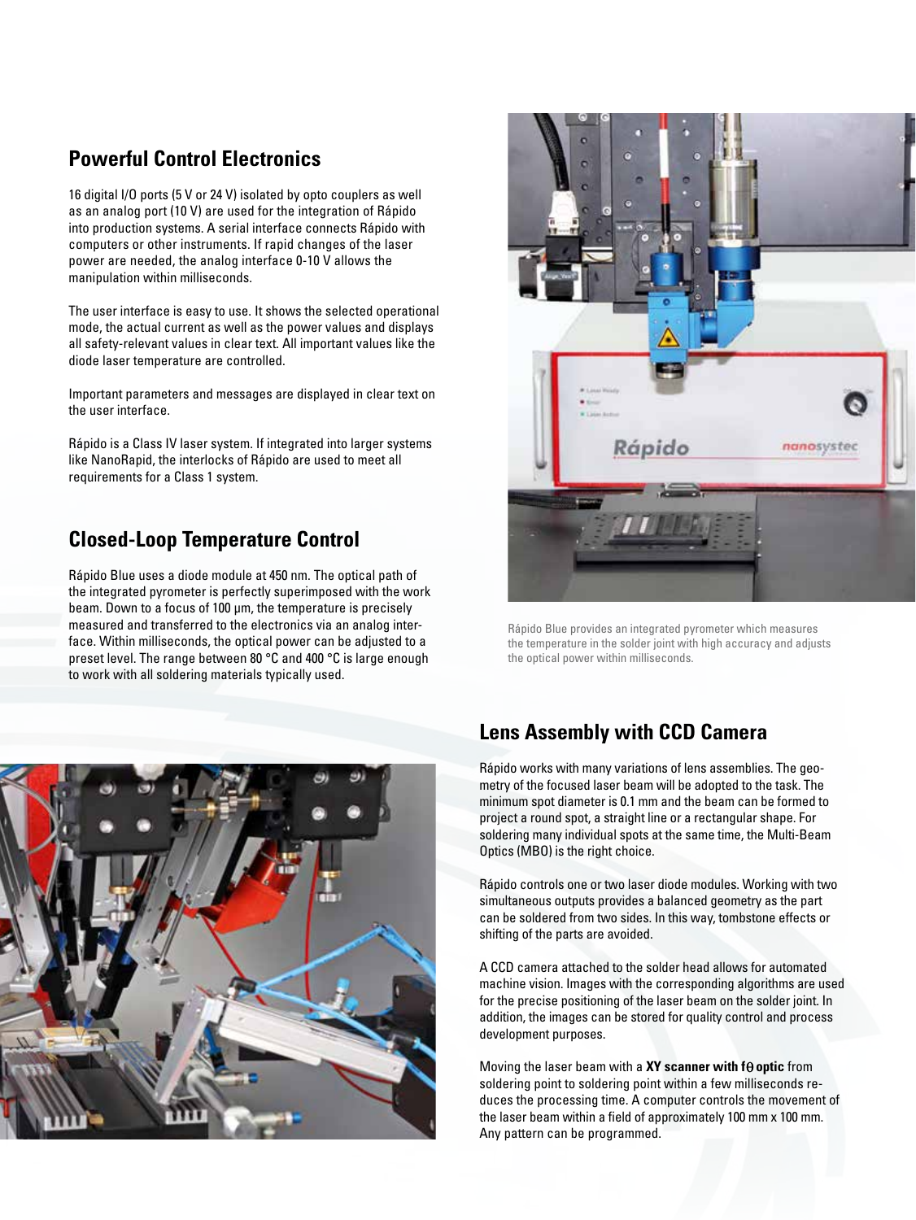## Powerful Control Electronics

16 digital I/O ports (5 V or 24 V) isolated by opto couplers as well as an analog port (10 V) are used for the integration of Rápido into production systems. A serial interface connects Rápido with computers or other instruments. If rapid changes of the laser power are needed, the analog interface 0-10 V allows the manipulation within milliseconds.

The user interface is easy to use. It shows the selected operational mode, the actual current as well as the power values and displays all safety-relevant values in clear text. All important values like the diode laser temperature are controlled.

Important parameters and messages are displayed in clear text on the user interface.

Rápido is a Class IV laser system. If integrated into larger systems like NanoRapid, the interlocks of Rápido are used to meet all requirements for a Class 1 system.

## Closed-Loop Temperature Control

Rápido Blue uses a diode module at 450 nm. The optical path of the integrated pyrometer is perfectly superimposed with the work beam. Down to a focus of 100 µm, the temperature is precisely measured and transferred to the electronics via an analog interface. Within milliseconds, the optical power can be adjusted to a preset level. The range between 80 °C and 400 °C is large enough to work with all soldering materials typically used.

Rápido Blue provides an integrated pyrometer which measures the temperature in the solder joint with high accuracy and adjusts the optical power within milliseconds.

## Lens Assembly with CCD Camera

Rápido works with many variations of lens assemblies. The geometry of the focused laser beam will be adopted to the task. The minimum spot diameter is 0.1 mm and the beam can be formed to project a round spot, a straight line or a rectangular shape. For soldering many individual spots at the same time, the Multi-Beam Optics (MBO) is the right choice.

Rápido controls one or two laser diode modules. Working with two simultaneous outputs provides a balanced geometry as the part can be soldered from two sides. In this way, tombstone effects or shifting of the parts are avoided.

A CCD camera attached to the solder head allows for automated machine vision. Images with the corresponding algorithms are used for the precise positioning of the laser beam on the solder joint. In addition, the images can be stored for quality control and process development purposes.

Moving the laser beam with a **XY scanner with fθ optic** from soldering point to soldering point within a few milliseconds reduces the processing time. A computer controls the movement of the laser beam within a field of approximately 100 mm x 100 mm. Any pattern can be programmed.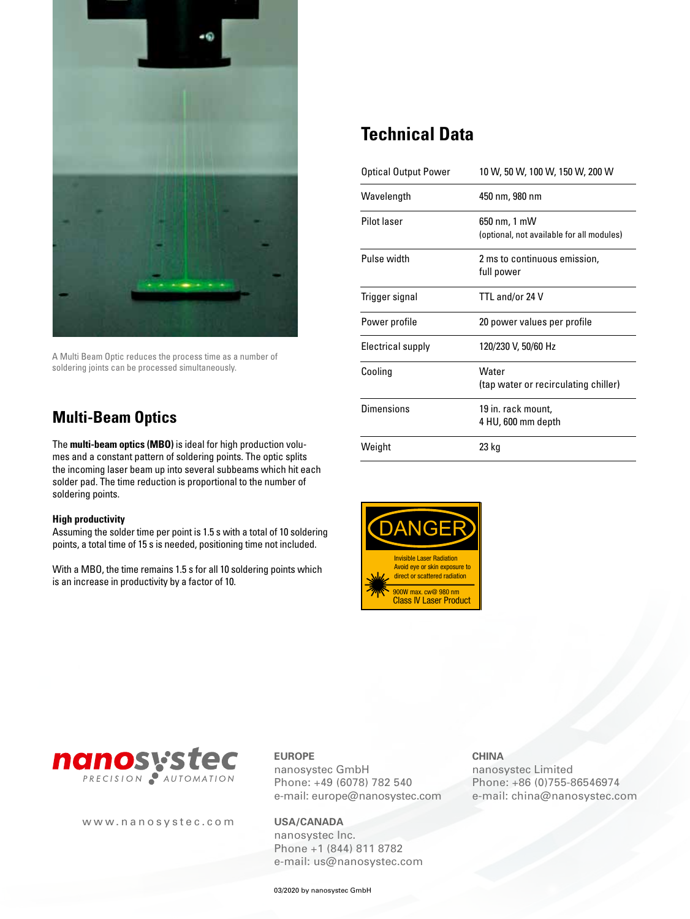A Multi Beam Optic reduces the process time as a number of soldering joints can be processed simultaneously.

## Multi-Beam Optics

The **multi-beam optics (MBO)** is ideal for high production volumes and a constant pattern of soldering points. The optic splits the incoming laser beam up into several subbeams which hit each solder pad. The time reduction is proportional to the number of soldering points.

**High productivity**
Assuming the solder time per point is 1.5 s with a total of 10 soldering points, a total time of 15 s is needed, positioning time not included.

With a MBO, the time remains 1.5 s for all 10 soldering points which is an increase in productivity by a factor of 10.

## Technical Data

| | |
|---|---|
| Optical Output Power | 10 W, 50 W, 100 W, 150 W, 200 W |
| Wavelength | 450 nm, 980 nm |
| Pilot laser | 650 nm, 1 mW (optional, not available for all modules) |
| Pulse width | 2 ms to continuous emission, full power |
| Trigger signal | TTL and/or 24 V |
| Power profile | 20 power values per profile |
| Electrical supply | 120/230 V, 50/60 Hz |
| Cooling | Water (tap water or recirculating chiller) |
| Dimensions | 19 in. rack mount, 4 HU, 600 mm depth |
| Weight | 23 kg |

DANGER

Invisible Laser Radiation
Avoid eye or skin exposure to direct or scattered radiation

900W max. cw@ 980 nm
Class IV Laser Product

nanosystec PRECISION AUTOMATION

www.nanosystec.com

**EUROPE**
nanosystec GmbH
Phone: +49 (6078) 782 540
e-mail: europe@nanosystec.com

**USA/CANADA**
nanosystec Inc.
Phone +1 (844) 811 8782
e-mail: us@nanosystec.com

**CHINA**
nanosystec Limited
Phone: +86 (0)755-86546974
e-mail: china@nanosystec.com

03/2020 by nanosystec GmbH